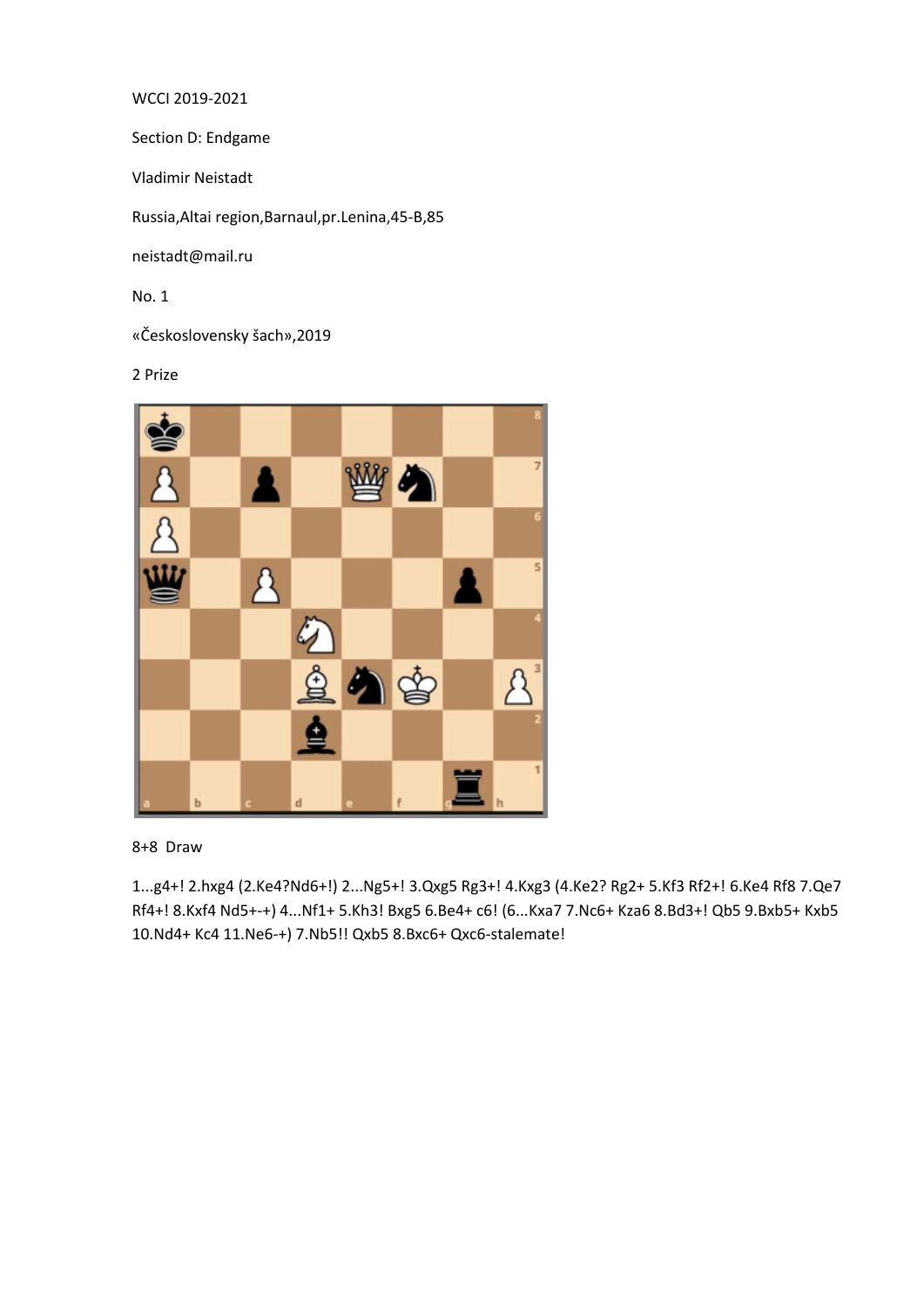WCCI 2019-2021

Section D: Endgame

Vladimir Neistadt

Russia,Altai region,Barnaul,pr.Lenina,45-B,85

neistadt@mail.ru

No. 1

«Československy šach»,2019

2 Prize

8+8 Draw

1...g4+! 2.hxg4 (2.Ke4?Nd6+!) 2...Ng5+! 3.Qxg5 Rg3+! 4.Kxg3 (4.Ke2? Rg2+ 5.Kf3 Rf2+! 6.Ke4 Rf8 7.Qe7 Rf4+! 8.Kxf4 Nd5+-+) 4...Nf1+ 5.Kh3! Bxg5 6.Be4+ c6! (6...Kxa7 7.Nc6+ Kza6 8.Bd3+! Qb5 9.Bxb5+ Kxb5 10.Nd4+ Kc4 11.Ne6-+) 7.Nb5!! Qxb5 8.Bxc6+ Qxc6-stalemate!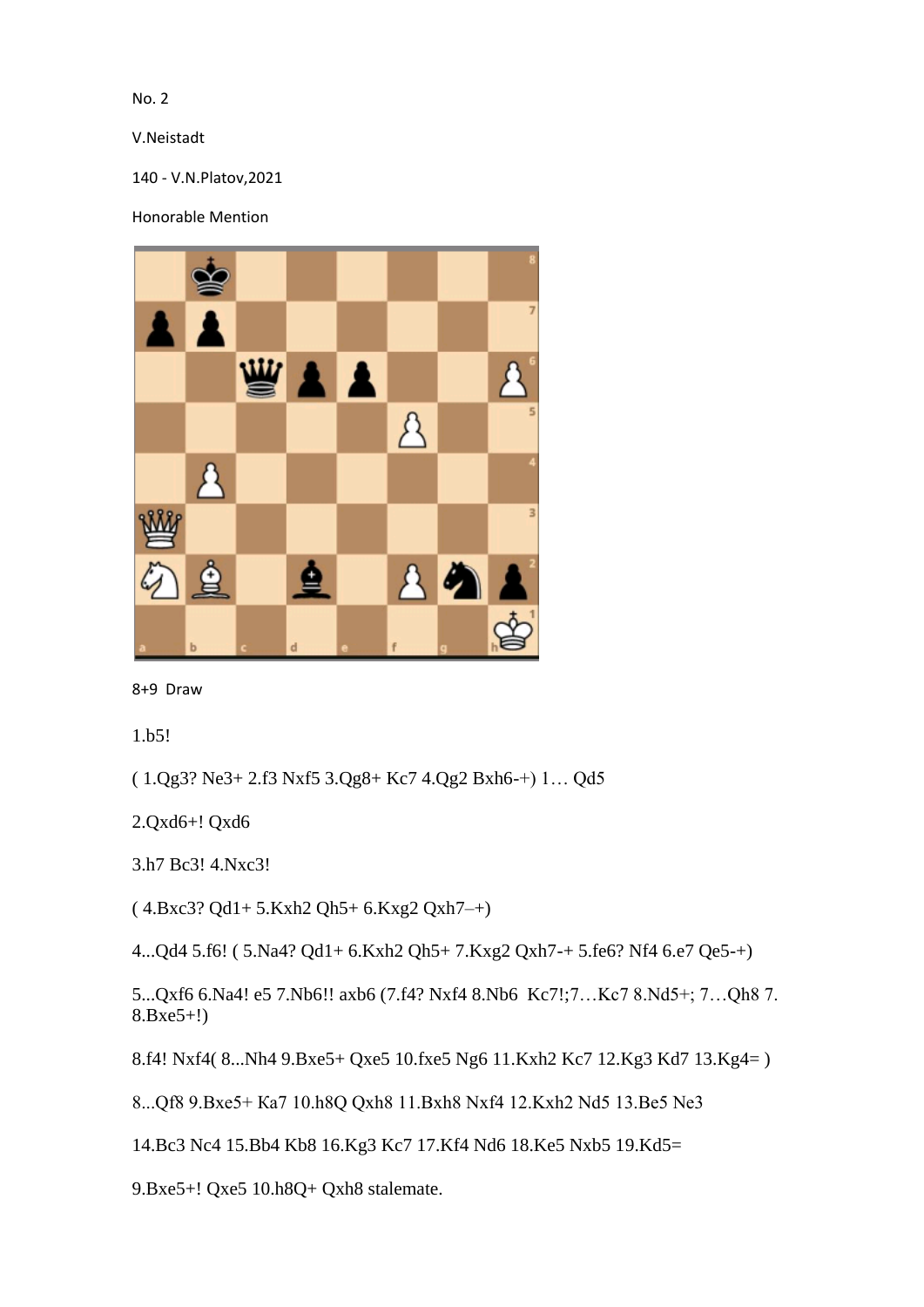No. 2

V.Neistadt

140 - V.N.Platov,2021

Honorable Mention

8+9 Draw

1.b5!

( 1.Qg3? Ne3+ 2.f3 Nxf5 3.Qg8+ Kc7 4.Qg2 Bxh6-+) 1… Qd5

2.Qxd6+! Qxd6

3.h7 Bc3! 4.Nxc3!

( 4.Bxc3? Qd1+ 5.Kxh2 Qh5+ 6.Kxg2 Qxh7–+)

4...Qd4 5.f6! ( 5.Na4? Qd1+ 6.Kxh2 Qh5+ 7.Kxg2 Qxh7-+ 5.fe6? Nf4 6.e7 Qe5-+)

5...Qxf6 6.Na4! e5 7.Nb6!! axb6 (7.f4? Nxf4 8.Nb6 Kc7!;7…Kc7 8.Nd5+; 7…Qh8 7. 8.Bxe5+!)

8.f4! Nxf4( 8...Nh4 9.Bxe5+ Qxe5 10.fxe5 Ng6 11.Kxh2 Kc7 12.Kg3 Kd7 13.Kg4= )

8...Qf8 9.Bxe5+ Ka7 10.h8Q Qxh8 11.Bxh8 Nxf4 12.Kxh2 Nd5 13.Be5 Ne3

14.Bc3 Nc4 15.Bb4 Kb8 16.Kg3 Kc7 17.Kf4 Nd6 18.Ke5 Nxb5 19.Kd5=

9.Bxe5+! Qxe5 10.h8Q+ Qxh8 stalemate.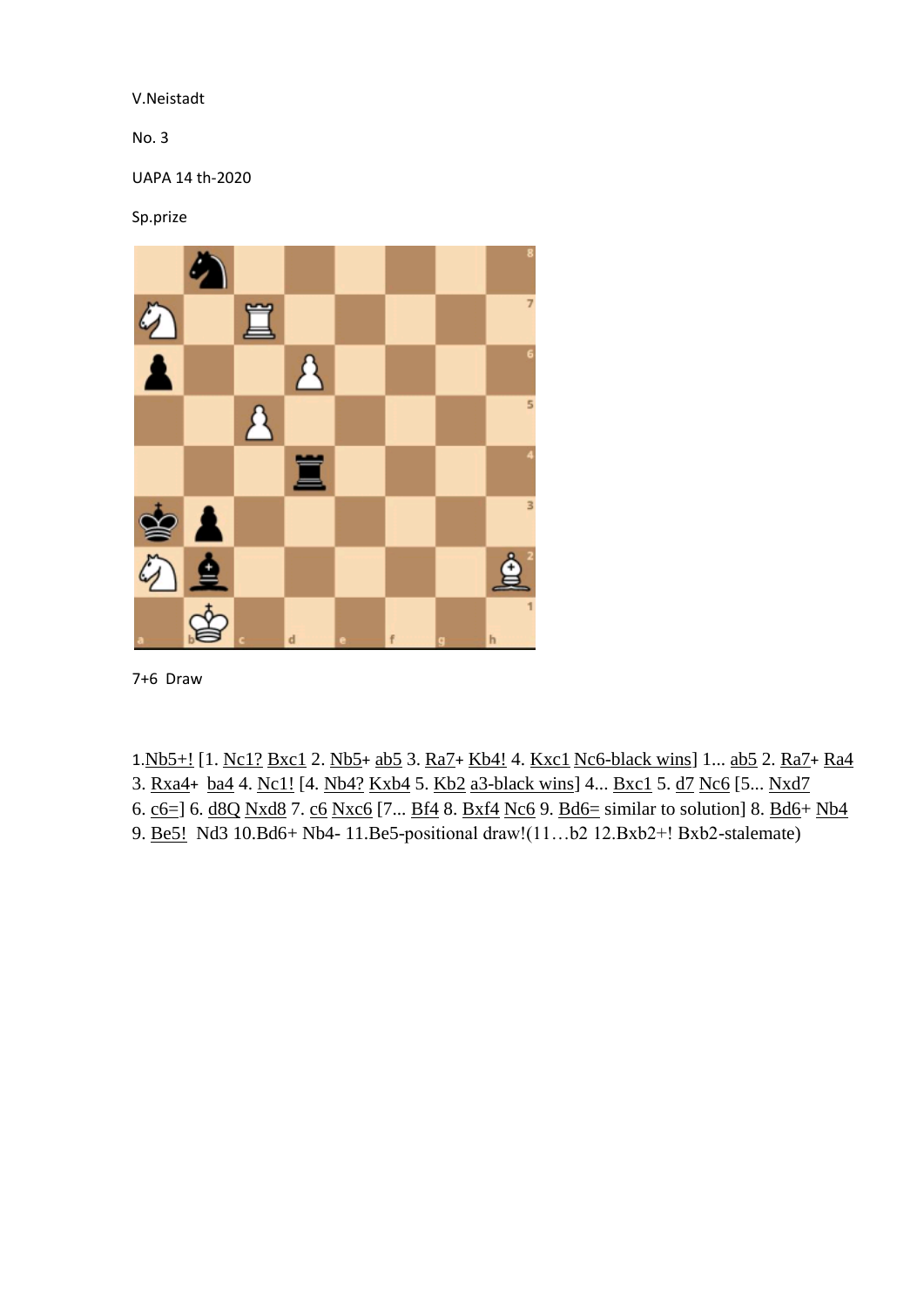V.Neistadt

No. 3

UAPA 14 th-2020

Sp.prize

7+6 Draw

1.Nb5+! [1. Nc1? Bxc1 2. Nb5+ ab5 3. Ra7+ Kb4! 4. Kxc1 Nc6-black wins] 1... ab5 2. Ra7+ Ra4 3. Rxa4+ ba4 4. Nc1! [4. Nb4? Kxb4 5. Kb2 a3-black wins] 4... Bxc1 5. d7 Nc6 [5... Nxd7 6. c6=] 6. d8Q Nxd8 7. c6 Nxc6 [7... Bf4 8. Bxf4 Nc6 9. Bd6= similar to solution] 8. Bd6+ Nb4 9. Be5! Nd3 10.Bd6+ Nb4- 11.Be5-positional draw!(11…b2 12.Bxb2+! Bxb2-stalemate)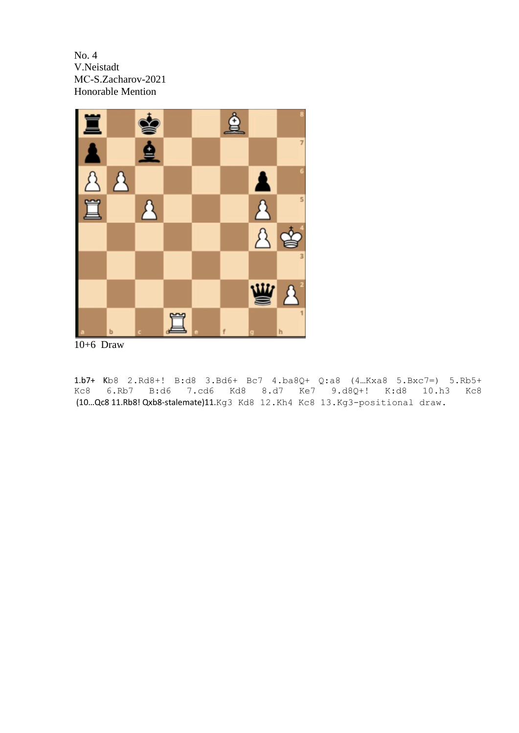No. 4
V.Neistadt
MC-S.Zacharov-2021
Honorable Mention

10+6 Draw

1.b7+ Kb8 2.Rd8+! B:d8 3.Bd6+ Bc7 4.ba8Q+ Q:a8 (4…Kxa8 5.Bxc7=) 5.Rb5+ Kc8 6.Rb7 B:d6 7.cd6 Kd8 8.d7 Ke7 9.d8Q+! K:d8 10.h3 Kc8 (10…Qc8 11.Rb8! Qxb8-stalemate)11.Kg3 Kd8 12.Kh4 Kc8 13.Kg3-positional draw.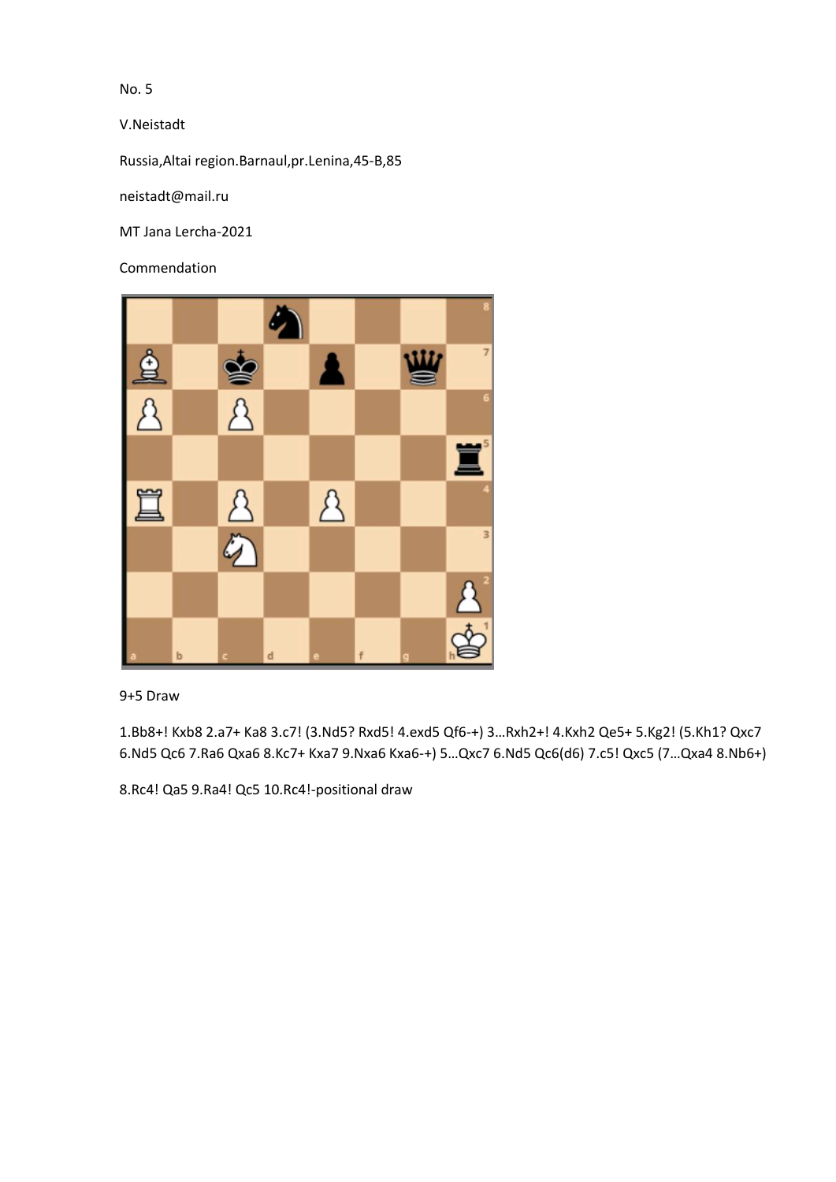No. 5

V.Neistadt

Russia,Altai region.Barnaul,pr.Lenina,45-B,85

neistadt@mail.ru

MT Jana Lercha-2021

Commendation

9+5 Draw

1.Bb8+! Kxb8 2.a7+ Ka8 3.c7! (3.Nd5? Rxd5! 4.exd5 Qf6-+) 3...Rxh2+! 4.Kxh2 Qe5+ 5.Kg2! (5.Kh1? Qxc7 6.Nd5 Qc6 7.Ra6 Qxa6 8.Kc7+ Kxa7 9.Nxa6 Kxa6-+) 5...Qxc7 6.Nd5 Qc6(d6) 7.c5! Qxc5 (7...Qxa4 8.Nb6+)

8.Rc4! Qa5 9.Ra4! Qc5 10.Rc4!-positional draw